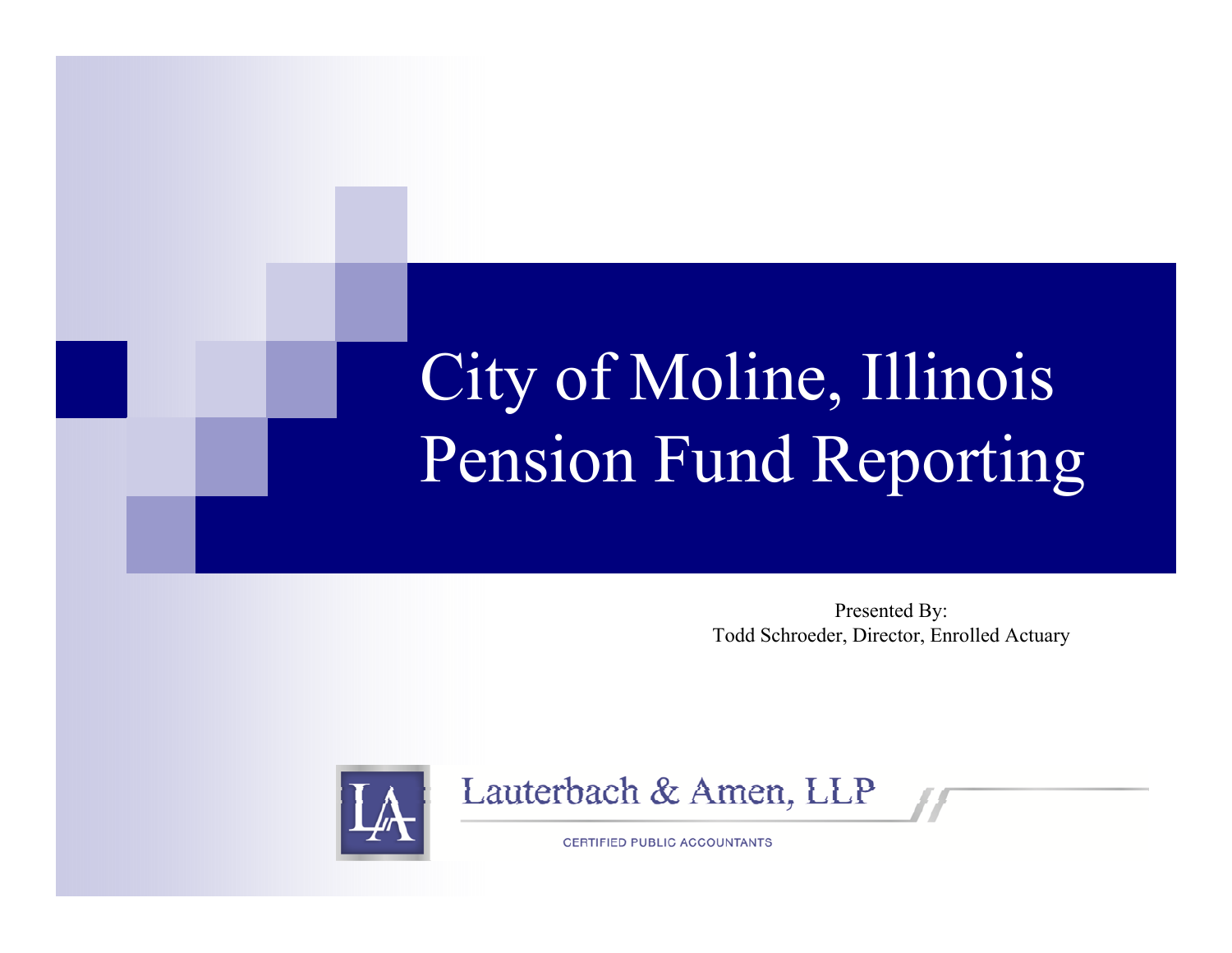# City of Moline, Illinois Pension Fund Reporting

Presented By:
Todd Schroeder, Director, Enrolled Actuary

Lauterbach & Amen, LLP

CERTIFIED PUBLIC ACCOUNTANTS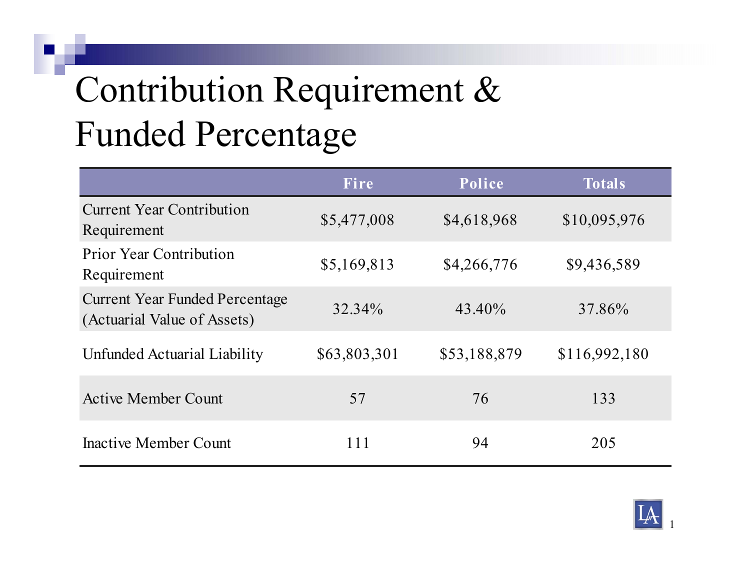# Contribution Requirement & Funded Percentage

| | Fire | Police | Totals |
|---|---|---|---|
| Current Year Contribution Requirement | $5,477,008 | $4,618,968 | $10,095,976 |
| Prior Year Contribution Requirement | $5,169,813 | $4,266,776 | $9,436,589 |
| Current Year Funded Percentage (Actuarial Value of Assets) | 32.34% | 43.40% | 37.86% |
| Unfunded Actuarial Liability | $63,803,301 | $53,188,879 | $116,992,180 |
| Active Member Count | 57 | 76 | 133 |
| Inactive Member Count | 111 | 94 | 205 |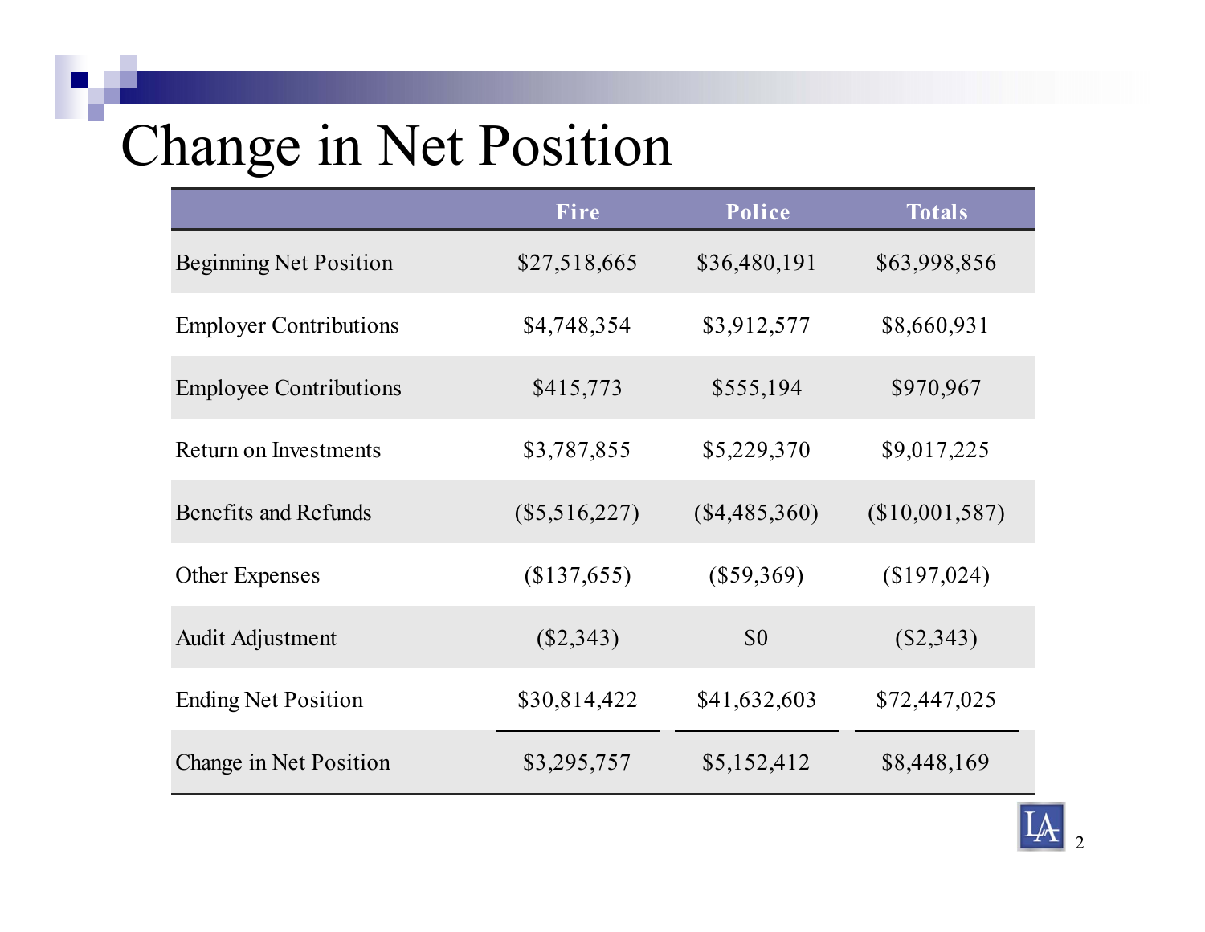# Change in Net Position

| | Fire | Police | Totals |
|---|---|---|---|
| Beginning Net Position | $27,518,665 | $36,480,191 | $63,998,856 |
| Employer Contributions | $4,748,354 | $3,912,577 | $8,660,931 |
| Employee Contributions | $415,773 | $555,194 | $970,967 |
| Return on Investments | $3,787,855 | $5,229,370 | $9,017,225 |
| Benefits and Refunds | ($5,516,227) | ($4,485,360) | ($10,001,587) |
| Other Expenses | ($137,655) | ($59,369) | ($197,024) |
| Audit Adjustment | ($2,343) | $0 | ($2,343) |
| Ending Net Position | $30,814,422 | $41,632,603 | $72,447,025 |
| Change in Net Position | $3,295,757 | $5,152,412 | $8,448,169 |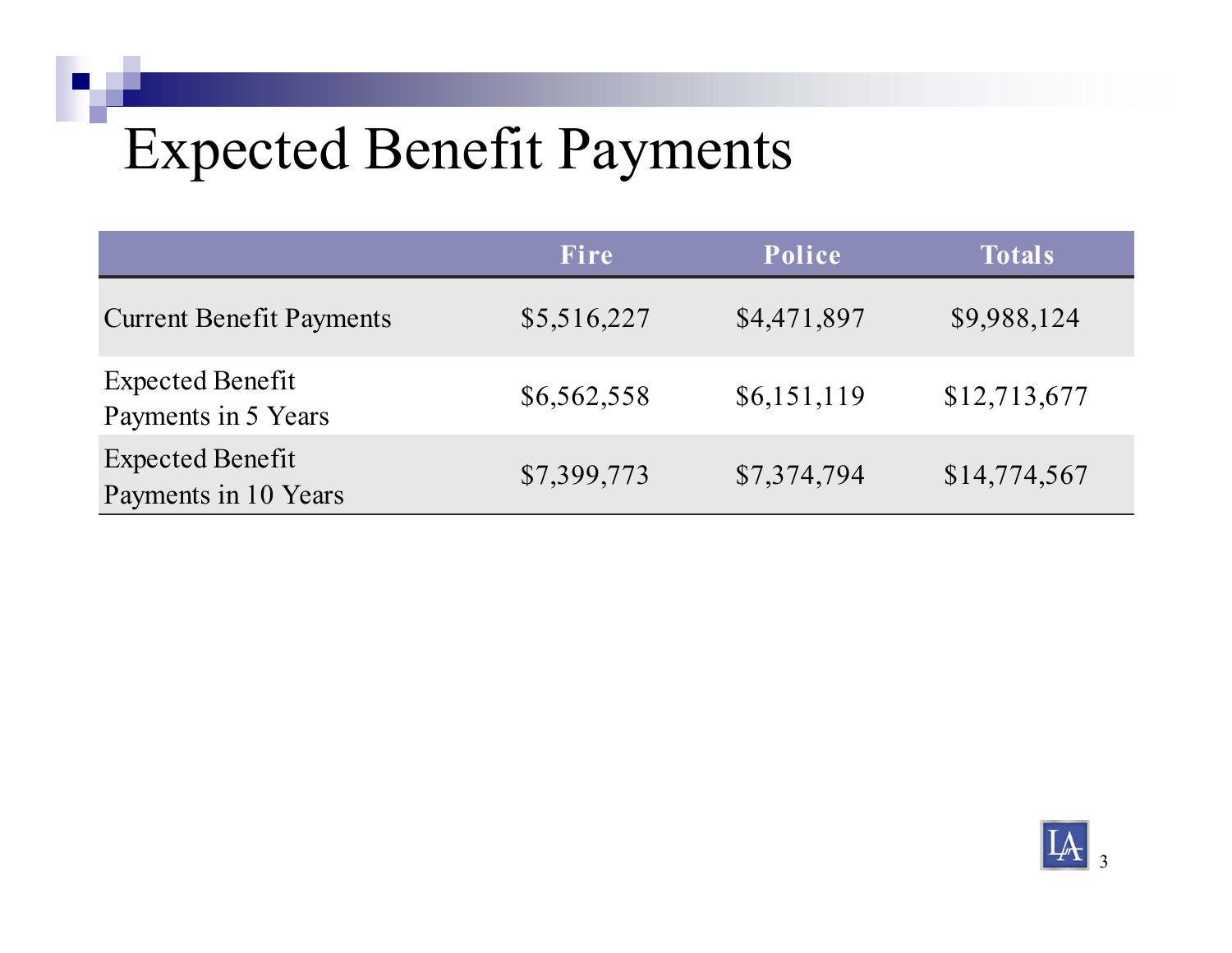# Expected Benefit Payments

| | Fire | Police | Totals |
|---|---|---|---|
| Current Benefit Payments | $5,516,227 | $4,471,897 | $9,988,124 |
| Expected Benefit Payments in 5 Years | $6,562,558 | $6,151,119 | $12,713,677 |
| Expected Benefit Payments in 10 Years | $7,399,773 | $7,374,794 | $14,774,567 |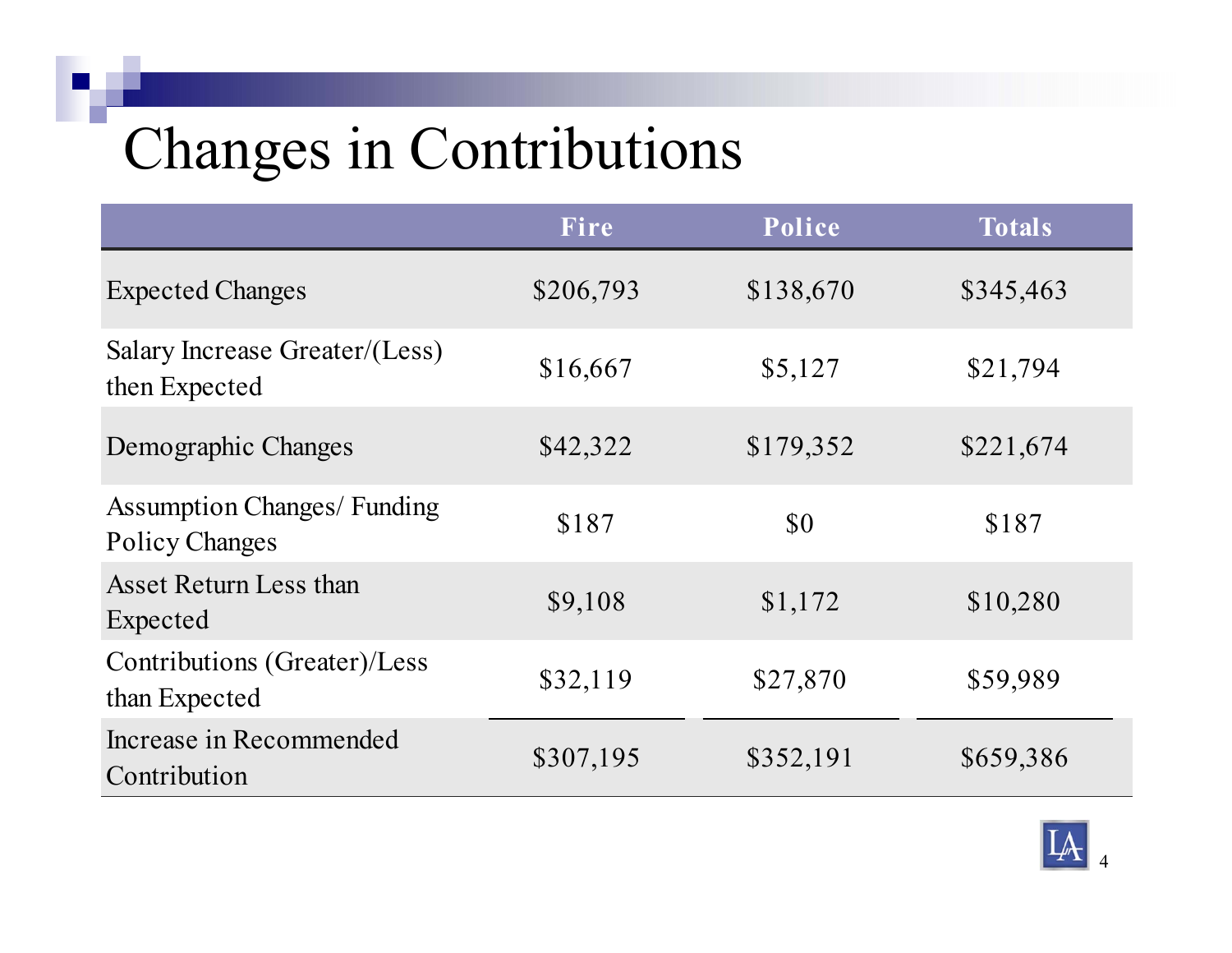# Changes in Contributions

| | Fire | Police | Totals |
|---|---|---|---|
| Expected Changes | $206,793 | $138,670 | $345,463 |
| Salary Increase Greater/(Less) then Expected | $16,667 | $5,127 | $21,794 |
| Demographic Changes | $42,322 | $179,352 | $221,674 |
| Assumption Changes/ Funding Policy Changes | $187 | $0 | $187 |
| Asset Return Less than Expected | $9,108 | $1,172 | $10,280 |
| Contributions (Greater)/Less than Expected | $32,119 | $27,870 | $59,989 |
| Increase in Recommended Contribution | $307,195 | $352,191 | $659,386 |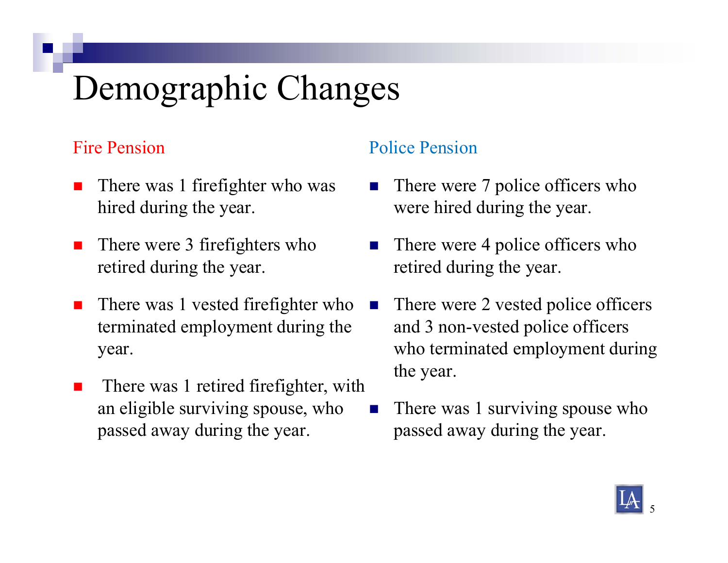# Demographic Changes

## Fire Pension

- There was 1 firefighter who was hired during the year.
- There were 3 firefighters who retired during the year.
- There was 1 vested firefighter who terminated employment during the year.
- There was 1 retired firefighter, with an eligible surviving spouse, who passed away during the year.

## Police Pension

- There were 7 police officers who were hired during the year.
- There were 4 police officers who retired during the year.
- There were 2 vested police officers and 3 non-vested police officers who terminated employment during the year.
- There was 1 surviving spouse who passed away during the year.